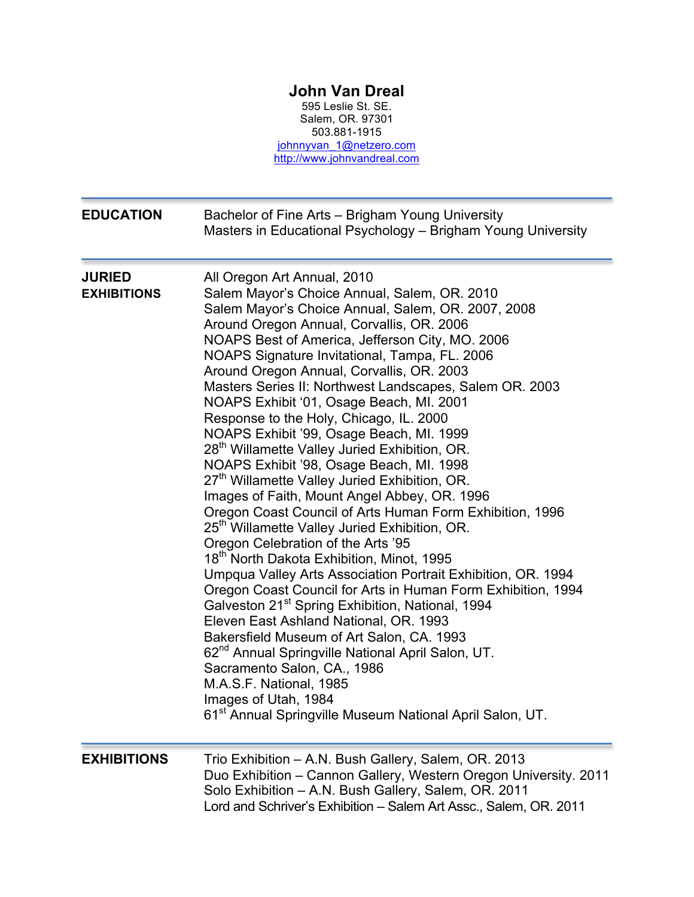# John Van Dreal

595 Leslie St. SE.
Salem, OR. 97301
503.881-1915
johnnyvan_1@netzero.com
http://www.johnvandreal.com

---

## EDUCATION

Bachelor of Fine Arts – Brigham Young University
Masters in Educational Psychology – Brigham Young University

---

## JURIED EXHIBITIONS

All Oregon Art Annual, 2010
Salem Mayor's Choice Annual, Salem, OR. 2010
Salem Mayor's Choice Annual, Salem, OR. 2007, 2008
Around Oregon Annual, Corvallis, OR. 2006
NOAPS Best of America, Jefferson City, MO. 2006
NOAPS Signature Invitational, Tampa, FL. 2006
Around Oregon Annual, Corvallis, OR. 2003
Masters Series II: Northwest Landscapes, Salem OR. 2003
NOAPS Exhibit '01, Osage Beach, MI. 2001
Response to the Holy, Chicago, IL. 2000
NOAPS Exhibit '99, Osage Beach, MI. 1999
28th Willamette Valley Juried Exhibition, OR.
NOAPS Exhibit '98, Osage Beach, MI. 1998
27th Willamette Valley Juried Exhibition, OR.
Images of Faith, Mount Angel Abbey, OR. 1996
Oregon Coast Council of Arts Human Form Exhibition, 1996
25th Willamette Valley Juried Exhibition, OR.
Oregon Celebration of the Arts '95
18th North Dakota Exhibition, Minot, 1995
Umpqua Valley Arts Association Portrait Exhibition, OR. 1994
Oregon Coast Council for Arts in Human Form Exhibition, 1994
Galveston 21st Spring Exhibition, National, 1994
Eleven East Ashland National, OR. 1993
Bakersfield Museum of Art Salon, CA. 1993
62nd Annual Springville National April Salon, UT.
Sacramento Salon, CA., 1986
M.A.S.F. National, 1985
Images of Utah, 1984
61st Annual Springville Museum National April Salon, UT.

---

## EXHIBITIONS

Trio Exhibition – A.N. Bush Gallery, Salem, OR. 2013
Duo Exhibition – Cannon Gallery, Western Oregon University. 2011
Solo Exhibition – A.N. Bush Gallery, Salem, OR. 2011
Lord and Schriver's Exhibition – Salem Art Assc., Salem, OR. 2011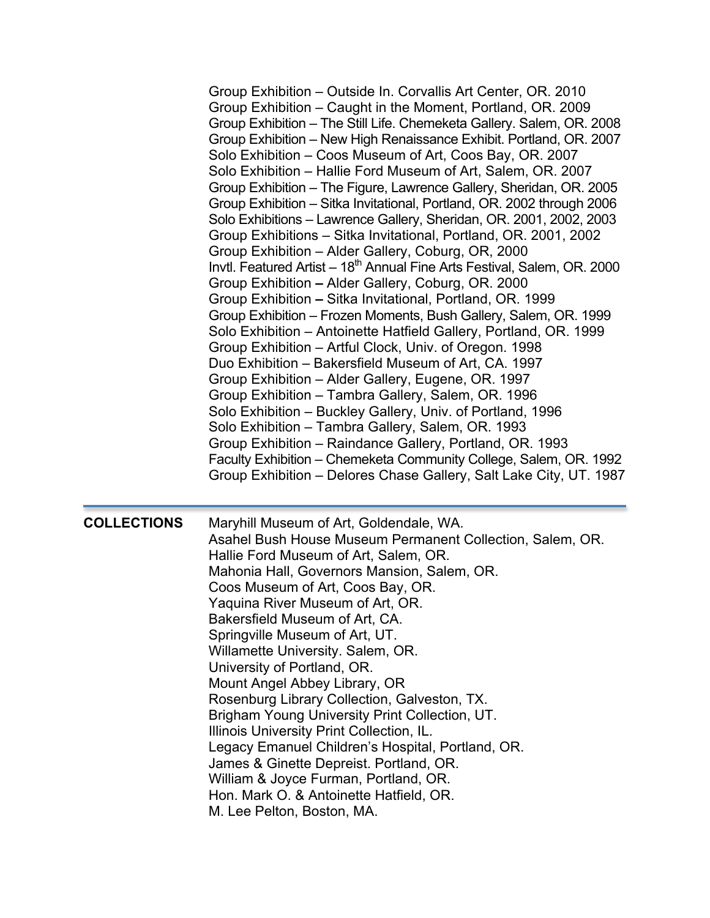Group Exhibition – Outside In. Corvallis Art Center, OR. 2010
Group Exhibition – Caught in the Moment, Portland, OR. 2009
Group Exhibition – The Still Life. Chemeketa Gallery. Salem, OR. 2008
Group Exhibition – New High Renaissance Exhibit. Portland, OR. 2007
Solo Exhibition – Coos Museum of Art, Coos Bay, OR. 2007
Solo Exhibition – Hallie Ford Museum of Art, Salem, OR. 2007
Group Exhibition – The Figure, Lawrence Gallery, Sheridan, OR. 2005
Group Exhibition – Sitka Invitational, Portland, OR. 2002 through 2006
Solo Exhibitions – Lawrence Gallery, Sheridan, OR. 2001, 2002, 2003
Group Exhibitions – Sitka Invitational, Portland, OR. 2001, 2002
Group Exhibition – Alder Gallery, Coburg, OR, 2000
Invtl. Featured Artist – 18th Annual Fine Arts Festival, Salem, OR. 2000
Group Exhibition – Alder Gallery, Coburg, OR. 2000
Group Exhibition – Sitka Invitational, Portland, OR. 1999
Group Exhibition – Frozen Moments, Bush Gallery, Salem, OR. 1999
Solo Exhibition – Antoinette Hatfield Gallery, Portland, OR. 1999
Group Exhibition – Artful Clock, Univ. of Oregon. 1998
Duo Exhibition – Bakersfield Museum of Art, CA. 1997
Group Exhibition – Alder Gallery, Eugene, OR. 1997
Group Exhibition – Tambra Gallery, Salem, OR. 1996
Solo Exhibition – Buckley Gallery, Univ. of Portland, 1996
Solo Exhibition – Tambra Gallery, Salem, OR. 1993
Group Exhibition – Raindance Gallery, Portland, OR. 1993
Faculty Exhibition – Chemeketa Community College, Salem, OR. 1992
Group Exhibition – Delores Chase Gallery, Salt Lake City, UT. 1987

---

**COLLECTIONS**

Maryhill Museum of Art, Goldendale, WA.
Asahel Bush House Museum Permanent Collection, Salem, OR.
Hallie Ford Museum of Art, Salem, OR.
Mahonia Hall, Governors Mansion, Salem, OR.
Coos Museum of Art, Coos Bay, OR.
Yaquina River Museum of Art, OR.
Bakersfield Museum of Art, CA.
Springville Museum of Art, UT.
Willamette University. Salem, OR.
University of Portland, OR.
Mount Angel Abbey Library, OR
Rosenburg Library Collection, Galveston, TX.
Brigham Young University Print Collection, UT.
Illinois University Print Collection, IL.
Legacy Emanuel Children's Hospital, Portland, OR.
James & Ginette Depreist. Portland, OR.
William & Joyce Furman, Portland, OR.
Hon. Mark O. & Antoinette Hatfield, OR.
M. Lee Pelton, Boston, MA.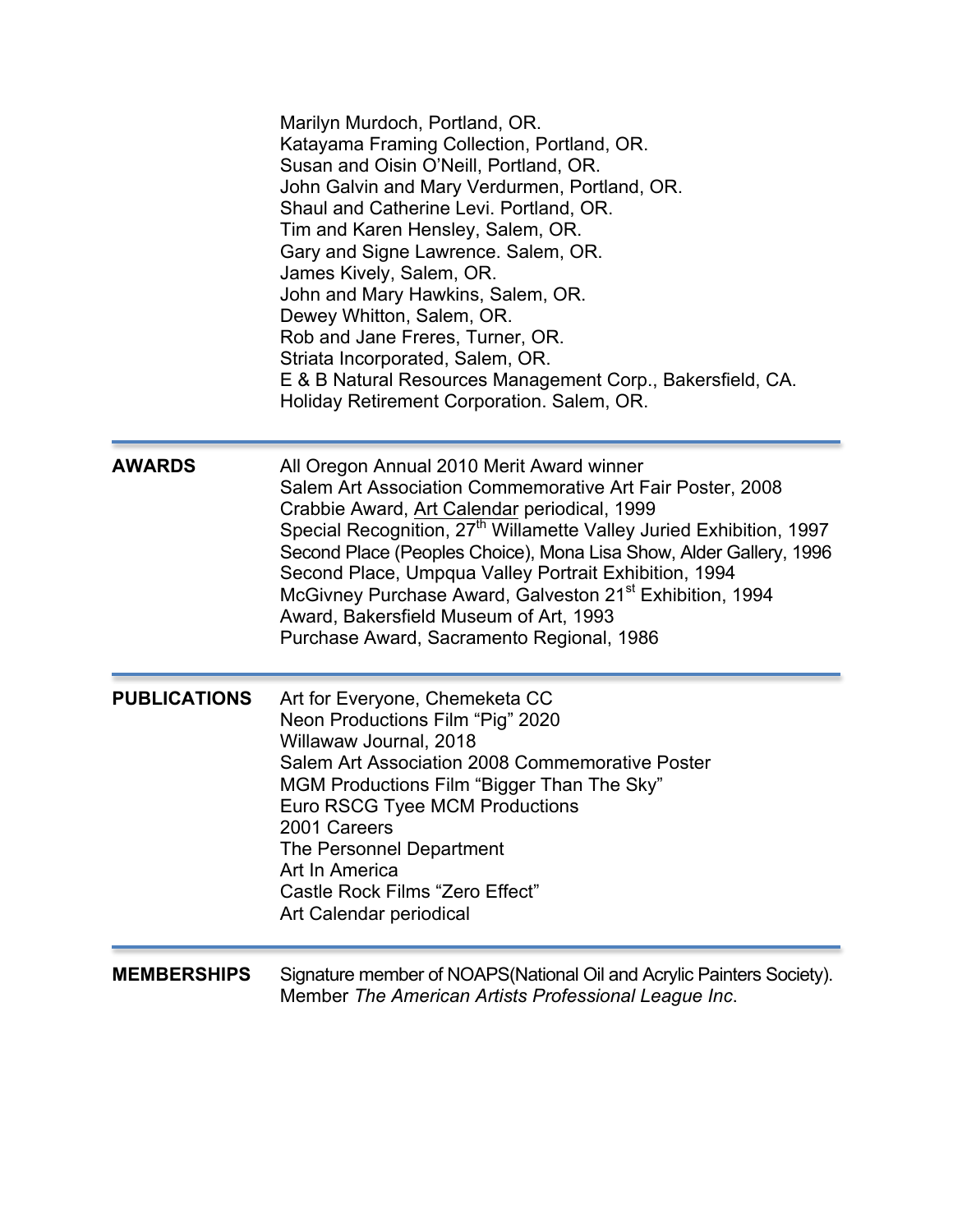Marilyn Murdoch, Portland, OR.
Katayama Framing Collection, Portland, OR.
Susan and Oisin O'Neill, Portland, OR.
John Galvin and Mary Verdurmen, Portland, OR.
Shaul and Catherine Levi. Portland, OR.
Tim and Karen Hensley, Salem, OR.
Gary and Signe Lawrence. Salem, OR.
James Kively, Salem, OR.
John and Mary Hawkins, Salem, OR.
Dewey Whitton, Salem, OR.
Rob and Jane Freres, Turner, OR.
Striata Incorporated, Salem, OR.
E & B Natural Resources Management Corp., Bakersfield, CA.
Holiday Retirement Corporation. Salem, OR.

---

## AWARDS

All Oregon Annual 2010 Merit Award winner
Salem Art Association Commemorative Art Fair Poster, 2008
Crabbie Award, Art Calendar periodical, 1999
Special Recognition, 27th Willamette Valley Juried Exhibition, 1997
Second Place (Peoples Choice), Mona Lisa Show, Alder Gallery, 1996
Second Place, Umpqua Valley Portrait Exhibition, 1994
McGivney Purchase Award, Galveston 21st Exhibition, 1994
Award, Bakersfield Museum of Art, 1993
Purchase Award, Sacramento Regional, 1986

---

## PUBLICATIONS

Art for Everyone, Chemeketa CC
Neon Productions Film "Pig" 2020
Willawaw Journal, 2018
Salem Art Association 2008 Commemorative Poster
MGM Productions Film "Bigger Than The Sky"
Euro RSCG Tyee MCM Productions
2001 Careers
The Personnel Department
Art In America
Castle Rock Films "Zero Effect"
Art Calendar periodical

---

## MEMBERSHIPS

Signature member of NOAPS(National Oil and Acrylic Painters Society).
Member *The American Artists Professional League Inc*.